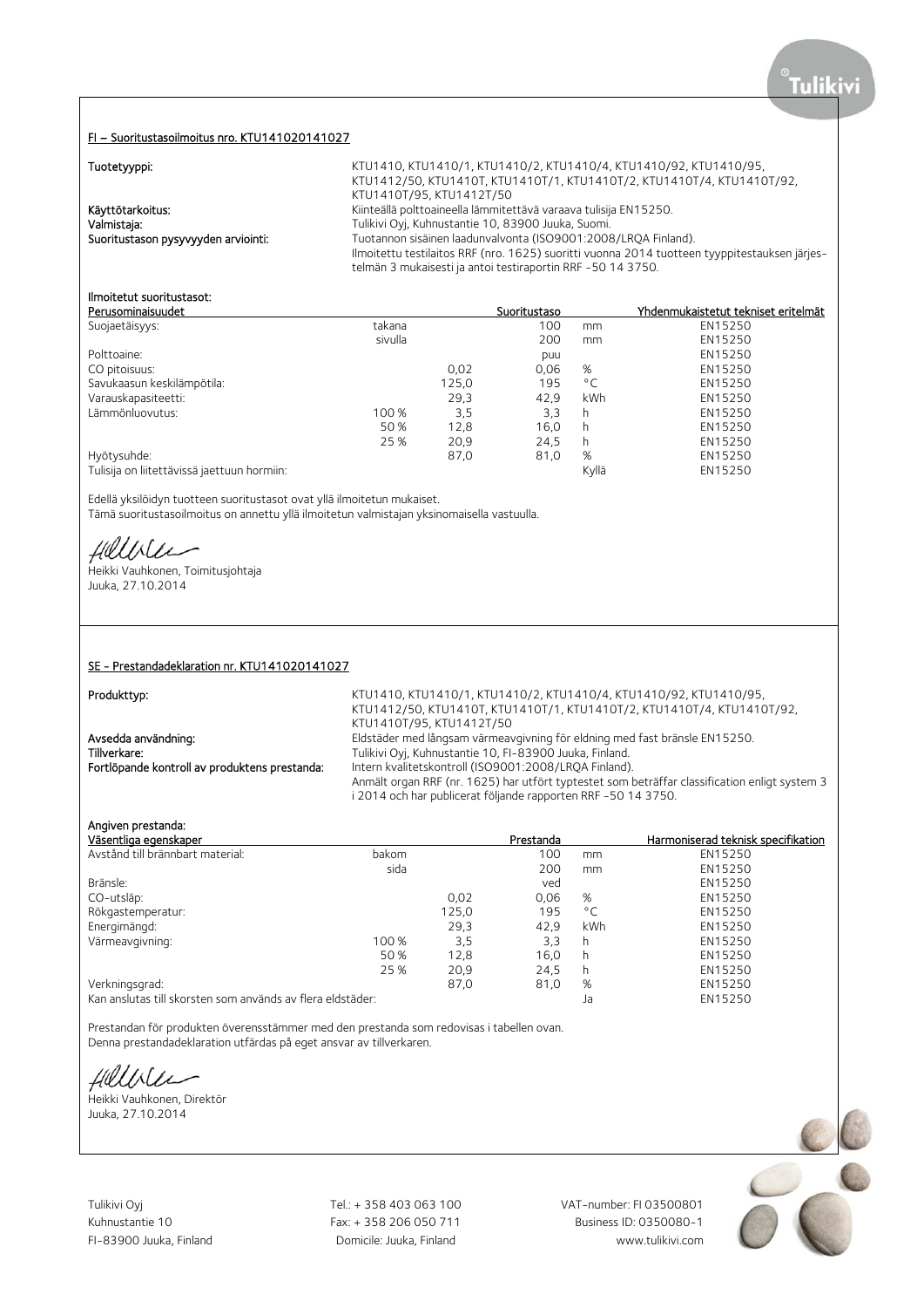## FI – Suoritustasoilmoitus nro. KTU141020141027

**Tuotetyyppi:** KTU1410, KTU1410/1, KTU1410/2, KTU1410/4, KTU1410/92, KTU1410/95, KTU1412/50, KTU1410T, KTU1410T/1, KTU1410T/2, KTU1410T/4, KTU1410T/92, KTU1410T/95, KTU1412T/50

**Käyttötarkoitus:** Kiinteällä polttoaineella lämmitettävä varaava tulisija EN15250.

**Valmistaja:** Tulikivi Oyj, Kuhnustantie 10, 83900 Juuka, Suomi.

**Suoritustason pysyvyyden arviointi:** Tuotannon sisäinen laadunvalvonta (ISO9001:2008/LRQA Finland). Ilmoitettu testilaitos RRF (nro. 1625) suoritti vuonna 2014 tuotteen tyyppitestauksen järjestelmän 3 mukaisesti ja antoi testiraportin RRF -50 14 3750.

**Ilmoitetut suoritustasot:**

| Perusominaisuudet | | | Suoritustaso | | Yhdenmukaistetut tekniset eritelmät |
|---|---|---|---|---|---|
| Suojaetäisyys: | takana | | 100 | mm | EN15250 |
| | sivulla | | 200 | mm | EN15250 |
| Polttoaine: | | | puu | | EN15250 |
| CO pitoisuus: | | 0,02 | 0,06 | % | EN15250 |
| Savukaasun keskilämpötila: | | 125,0 | 195 | °C | EN15250 |
| Varauskapasiteetti: | | 29,3 | 42,9 | kWh | EN15250 |
| Lämmönluovutus: | 100 % | 3,5 | 3,3 | h | EN15250 |
| | 50 % | 12,8 | 16,0 | h | EN15250 |
| | 25 % | 20,9 | 24,5 | h | EN15250 |
| Hyötysuhde: | | 87,0 | 81,0 | % | EN15250 |
| Tulisija on liitettävissä jaettuun hormiin: | | | | Kyllä | EN15250 |

Edellä yksilöidyn tuotteen suoritustasot ovat yllä ilmoitetun mukaiset.
Tämä suoritustasoilmoitus on annettu yllä ilmoitetun valmistajan yksinomaisella vastuulla.

Heikki Vauhkonen, Toimitusjohtaja
Juuka, 27.10.2014

## SE - Prestandadeklaration nr. KTU141020141027

**Produkttyp:** KTU1410, KTU1410/1, KTU1410/2, KTU1410/4, KTU1410/92, KTU1410/95, KTU1412/50, KTU1410T, KTU1410T/1, KTU1410T/2, KTU1410T/4, KTU1410T/92, KTU1410T/95, KTU1412T/50

**Avsedda användning:** Eldstäder med långsam värmeavgivning för eldning med fast bränsle EN15250.

**Tillverkare:** Tulikivi Oyj, Kuhnustantie 10, FI-83900 Juuka, Finland.

**Fortlöpande kontroll av produktens prestanda:** Intern kvalitetskontroll (ISO9001:2008/LRQA Finland). Anmält organ RRF (nr. 1625) har utfört typtestet som beträffar classification enligt system 3 i 2014 och har publicerat följande rapporten RRF -50 14 3750.

**Angiven prestanda:**

| Väsentliga egenskaper | | | Prestanda | | Harmoniserad teknisk specifikation |
|---|---|---|---|---|---|
| Avstånd till brännbart material: | bakom | | 100 | mm | EN15250 |
| | sida | | 200 | mm | EN15250 |
| Bränsle: | | | ved | | EN15250 |
| CO-utsläp: | | 0,02 | 0,06 | % | EN15250 |
| Rökgastemperatur: | | 125,0 | 195 | °C | EN15250 |
| Energimängd: | | 29,3 | 42,9 | kWh | EN15250 |
| Värmeavgivning: | 100 % | 3,5 | 3,3 | h | EN15250 |
| | 50 % | 12,8 | 16,0 | h | EN15250 |
| | 25 % | 20,9 | 24,5 | h | EN15250 |
| Verkningsgrad: | | 87,0 | 81,0 | % | EN15250 |
| Kan anslutas till skorsten som används av flera eldstäder: | | | | Ja | EN15250 |

Prestandan för produkten överensstämmer med den prestanda som redovisas i tabellen ovan.
Denna prestandadeklaration utfärdas på eget ansvar av tillverkaren.

Heikki Vauhkonen, Direktör
Juuka, 27.10.2014

Tulikivi Oyj
Kuhnustantie 10
FI-83900 Juuka, Finland

Tel.: + 358 403 063 100
Fax: + 358 206 050 711
Domicile: Juuka, Finland

VAT-number: FI 03500801
Business ID: 0350080-1
www.tulikivi.com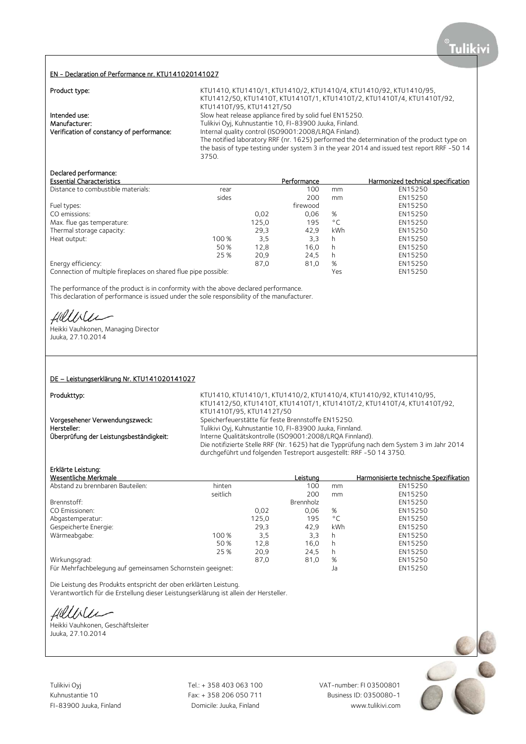## EN - Declaration of Performance nr. KTU141020141027

**Product type:** KTU1410, KTU1410/1, KTU1410/2, KTU1410/4, KTU1410/92, KTU1410/95, KTU1412/50, KTU1410T, KTU1410T/1, KTU1410T/2, KTU1410T/4, KTU1410T/92, KTU1410T/95, KTU1412T/50

**Intended use:** Slow heat release appliance fired by solid fuel EN15250.

**Manufacturer:** Tulikivi Oyj, Kuhnustantie 10, FI-83900 Juuka, Finland.

**Verification of constancy of performance:** Internal quality control (ISO9001:2008/LRQA Finland).
The notified laboratory RRF (nr. 1625) performed the determination of the product type on the basis of type testing under system 3 in the year 2014 and issued test report RRF -50 14 3750.

**Declared performance:**

| Essential Characteristics | | | Performance | | Harmonized technical specification |
|---|---|---|---|---|---|
| Distance to combustible materials: | rear | | 100 | mm | EN15250 |
| | sides | | 200 | mm | EN15250 |
| Fuel types: | | | firewood | | EN15250 |
| CO emissions: | | 0,02 | 0,06 | % | EN15250 |
| Max. flue gas temperature: | | 125,0 | 195 | °C | EN15250 |
| Thermal storage capacity: | | 29,3 | 42,9 | kWh | EN15250 |
| Heat output: | 100 % | 3,5 | 3,3 | h | EN15250 |
| | 50 % | 12,8 | 16,0 | h | EN15250 |
| | 25 % | 20,9 | 24,5 | h | EN15250 |
| Energy efficiency: | | 87,0 | 81,0 | % | EN15250 |
| Connection of multiple fireplaces on shared flue pipe possible: | | | | Yes | EN15250 |

The performance of the product is in conformity with the above declared performance.
This declaration of performance is issued under the sole responsibility of the manufacturer.

Heikki Vauhkonen, Managing Director
Juuka, 27.10.2014

## DE – Leistungserklärung Nr. KTU141020141027

**Produkttyp:** KTU1410, KTU1410/1, KTU1410/2, KTU1410/4, KTU1410/92, KTU1410/95, KTU1412/50, KTU1410T, KTU1410T/1, KTU1410T/2, KTU1410T/4, KTU1410T/92, KTU1410T/95, KTU1412T/50

**Vorgesehener Verwendungszweck:** Speicherfeuerstätte für feste Brennstoffe EN15250.

**Hersteller:** Tulikivi Oyj, Kuhnustantie 10, FI-83900 Juuka, Finnland.

**Überprüfung der Leistungsbeständigkeit:** Interne Qualitätskontrolle (ISO9001:2008/LRQA Finnland).
Die notifizierte Stelle RRF (Nr. 1625) hat die Typprüfung nach dem System 3 im Jahr 2014 durchgeführt und folgenden Testreport ausgestellt: RRF -50 14 3750.

**Erklärte Leistung:**

| Wesentliche Merkmale | | | Leistung | | Harmonisierte technische Spezifikation |
|---|---|---|---|---|---|
| Abstand zu brennbaren Bauteilen: | hinten | | 100 | mm | EN15250 |
| | seitlich | | 200 | mm | EN15250 |
| Brennstoff: | | | Brennholz | | EN15250 |
| CO Emissionen: | | 0,02 | 0,06 | % | EN15250 |
| Abgastemperatur: | | 125,0 | 195 | °C | EN15250 |
| Gespeicherte Energie: | | 29,3 | 42,9 | kWh | EN15250 |
| Wärmeabgabe: | 100 % | 3,5 | 3,3 | h | EN15250 |
| | 50 % | 12,8 | 16,0 | h | EN15250 |
| | 25 % | 20,9 | 24,5 | h | EN15250 |
| Wirkungsgrad: | | 87,0 | 81,0 | % | EN15250 |
| Für Mehrfachbelegung auf gemeinsamen Schornstein geeignet: | | | | Ja | EN15250 |

Die Leistung des Produkts entspricht der oben erklärten Leistung.
Verantwortlich für die Erstellung dieser Leistungserklärung ist allein der Hersteller.

Heikki Vauhkonen, Geschäftsleiter
Juuka, 27.10.2014

Tulikivi Oyj
Kuhnustantie 10
FI-83900 Juuka, Finland

Tel.: + 358 403 063 100
Fax: + 358 206 050 711
Domicile: Juuka, Finland

VAT-number: FI 03500801
Business ID: 0350080-1
www.tulikivi.com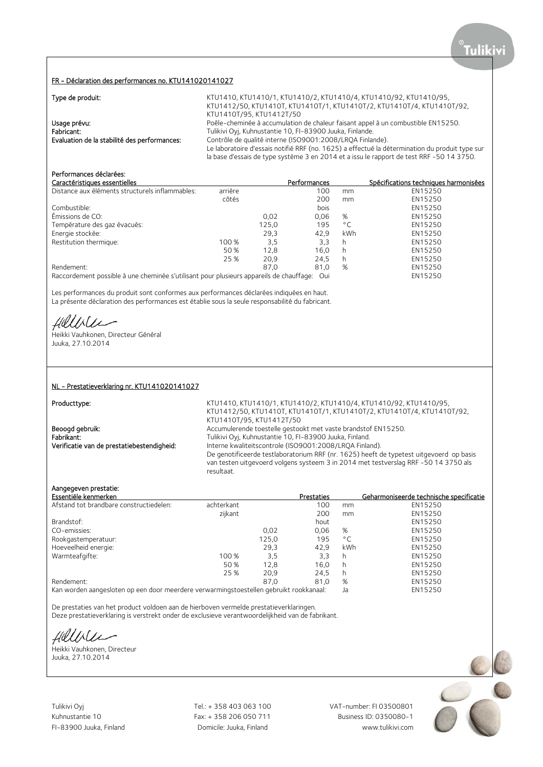## FR - Déclaration des performances no. KTU141020141027

**Type de produit:** KTU1410, KTU1410/1, KTU1410/2, KTU1410/4, KTU1410/92, KTU1410/95, KTU1412/50, KTU1410T, KTU1410T/1, KTU1410T/2, KTU1410T/4, KTU1410T/92, KTU1410T/95, KTU1412T/50

**Usage prévu:** Poêle-cheminée à accumulation de chaleur faisant appel à un combustible EN15250.

**Fabricant:** Tulikivi Oyj, Kuhnustantie 10, FI-83900 Juuka, Finlande.

**Evaluation de la stabilité des performances:** Contrôle de qualité interne (ISO9001:2008/LRQA Finlande). Le laboratoire d'essais notifié RRF (no. 1625) a effectué la détermination du produit type sur la base d'essais de type système 3 en 2014 et a issu le rapport de test RRF -50 14 3750.

**Performances déclarées:**

| Caractéristiques essentielles | | | Performances | | Spécifications techniques harmonisées |
|---|---|---|---|---|---|
| Distance aux éléments structurels inflammables: | arrière | | 100 | mm | EN15250 |
| | côtés | | 200 | mm | EN15250 |
| Combustible: | | | bois | | EN15250 |
| Émissions de CO: | | 0,02 | 0,06 | % | EN15250 |
| Température des gaz évacués: | | 125,0 | 195 | °C | EN15250 |
| Energie stockée: | | 29,3 | 42,9 | kWh | EN15250 |
| Restitution thermique: | 100 % | 3,5 | 3,3 | h | EN15250 |
| | 50 % | 12,8 | 16,0 | h | EN15250 |
| | 25 % | 20,9 | 24,5 | h | EN15250 |
| Rendement: | | 87,0 | 81,0 | % | EN15250 |
| Raccordement possible à une cheminée s'utilisant pour plusieurs appareils de chauffage: | | | Oui | | EN15250 |

Les performances du produit sont conformes aux performances déclarées indiquées en haut.
La présente déclaration des performances est établie sous la seule responsabilité du fabricant.

Heikki Vauhkonen, Directeur Général
Juuka, 27.10.2014

## NL - Prestatieverklaring nr. KTU141020141027

**Producttype:** KTU1410, KTU1410/1, KTU1410/2, KTU1410/4, KTU1410/92, KTU1410/95, KTU1412/50, KTU1410T, KTU1410T/1, KTU1410T/2, KTU1410T/4, KTU1410T/92, KTU1410T/95, KTU1412T/50

**Beoogd gebruik:** Accumulerende toestelle gestookt met vaste brandstof EN15250.

**Fabrikant:** Tulikivi Oyj, Kuhnustantie 10, FI-83900 Juuka, Finland.

**Verificatie van de prestatiebestendigheid:** Interne kwaliteitscontrole (ISO9001:2008/LRQA Finland). De genotificeerde testlaboratorium RRF (nr. 1625) heeft de typetest uitgevoerd op basis van testen uitgevoerd volgens systeem 3 in 2014 met testverslag RRF -50 14 3750 als resultaat.

**Aangegeven prestatie:**

| Essentiële kenmerken | | | Prestaties | | Geharmoniseerde technische specificatie |
|---|---|---|---|---|---|
| Afstand tot brandbare constructiedelen: | achterkant | | 100 | mm | EN15250 |
| | zijkant | | 200 | mm | EN15250 |
| Brandstof: | | | hout | | EN15250 |
| CO-emissies: | | 0,02 | 0,06 | % | EN15250 |
| Rookgastemperatuur: | | 125,0 | 195 | °C | EN15250 |
| Hoeveelheid energie: | | 29,3 | 42,9 | kWh | EN15250 |
| Warmteafgifte: | 100 % | 3,5 | 3,3 | h | EN15250 |
| | 50 % | 12,8 | 16,0 | h | EN15250 |
| | 25 % | 20,9 | 24,5 | h | EN15250 |
| Rendement: | | 87,0 | 81,0 | % | EN15250 |
| Kan worden aangesloten op een door meerdere verwarmingstoestellen gebruikt rookkanaal: | | | Ja | | EN15250 |

De prestaties van het product voldoen aan de hierboven vermelde prestatieverklaringen.
Deze prestatieverklaring is verstrekt onder de exclusieve verantwoordelijkheid van de fabrikant.

Heikki Vauhkonen, Directeur
Juuka, 27.10.2014

Tulikivi Oyj
Kuhnustantie 10
FI-83900 Juuka, Finland

Tel.: + 358 403 063 100
Fax: + 358 206 050 711
Domicile: Juuka, Finland

VAT-number: FI 03500801
Business ID: 0350080-1
www.tulikivi.com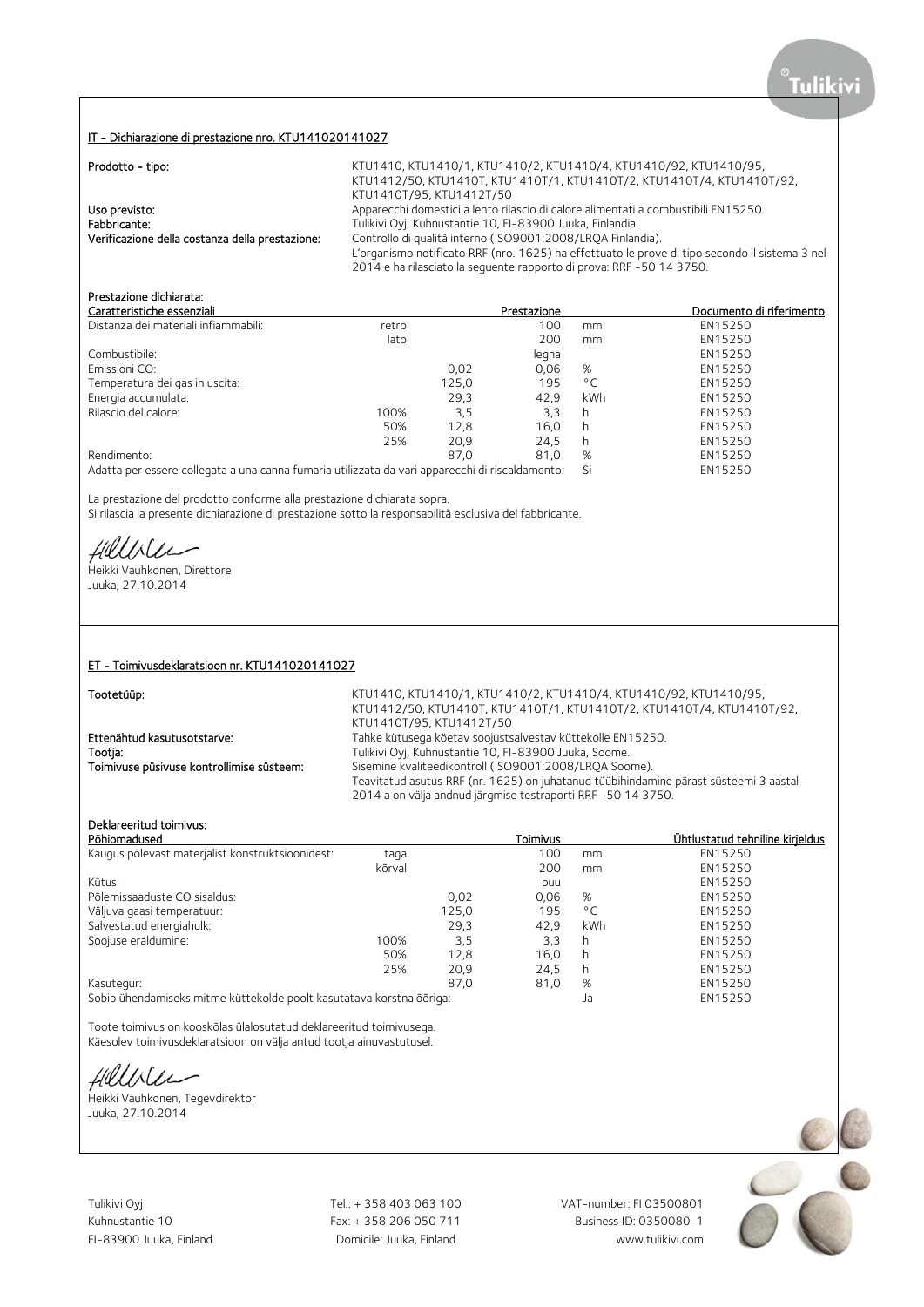## IT - Dichiarazione di prestazione nro. KTU141020141027

**Prodotto - tipo:** KTU1410, KTU1410/1, KTU1410/2, KTU1410/4, KTU1410/92, KTU1410/95, KTU1412/50, KTU1410T, KTU1410T/1, KTU1410T/2, KTU1410T/4, KTU1410T/92, KTU1410T/95, KTU1412T/50

**Uso previsto:** Apparecchi domestici a lento rilascio di calore alimentati a combustibili EN15250.

**Fabbricante:** Tulikivi Oyj, Kuhnustantie 10, FI-83900 Juuka, Finlandia.

**Verificazione della costanza della prestazione:** Controllo di qualità interno (ISO9001:2008/LRQA Finlandia). L'organismo notificato RRF (nro. 1625) ha effettuato le prove di tipo secondo il sistema 3 nel 2014 e ha rilasciato la seguente rapporto di prova: RRF -50 14 3750.

**Prestazione dichiarata:**

| Caratteristiche essenziali | | | Prestazione | | Documento di riferimento |
|---|---|---|---|---|---|
| Distanza dei materiali infiammabili: | retro | | 100 | mm | EN15250 |
| | lato | | 200 | mm | EN15250 |
| Combustibile: | | | legna | | EN15250 |
| Emissioni CO: | | 0,02 | 0,06 | % | EN15250 |
| Temperatura dei gas in uscita: | | 125,0 | 195 | °C | EN15250 |
| Energia accumulata: | | 29,3 | 42,9 | kWh | EN15250 |
| Rilascio del calore: | 100% | 3,5 | 3,3 | h | EN15250 |
| | 50% | 12,8 | 16,0 | h | EN15250 |
| | 25% | 20,9 | 24,5 | h | EN15250 |
| Rendimento: | | 87,0 | 81,0 | % | EN15250 |
| Adatta per essere collegata a una canna fumaria utilizzata da vari apparecchi di riscaldamento: | | | | Si | EN15250 |

La prestazione del prodotto conforme alla prestazione dichiarata sopra.
Si rilascia la presente dichiarazione di prestazione sotto la responsabilità esclusiva del fabbricante.

Heikki Vauhkonen, Direttore
Juuka, 27.10.2014

## ET - Toimivusdeklaratsioon nr. KTU141020141027

**Tootetüüp:** KTU1410, KTU1410/1, KTU1410/2, KTU1410/4, KTU1410/92, KTU1410/95, KTU1412/50, KTU1410T, KTU1410T/1, KTU1410T/2, KTU1410T/4, KTU1410T/92, KTU1410T/95, KTU1412T/50

**Ettenähtud kasutusotstarve:** Tahke kütusega köetav soojustsalvestav küttekolle EN15250.

**Tootja:** Tulikivi Oyj, Kuhnustantie 10, FI-83900 Juuka, Soome.

**Toimivuse püsivuse kontrollimise süsteem:** Sisemine kvaliteedikontroll (ISO9001:2008/LRQA Soome). Teavitatud asutus RRF (nr. 1625) on juhatanud tüübihindamine pärast süsteemi 3 aastal 2014 a on välja andnud järgmise testraporti RRF -50 14 3750.

**Deklareeritud toimivus:**

| Põhiomadused | | | Toimivus | | Ühtlustatud tehniline kirjeldus |
|---|---|---|---|---|---|
| Kaugus põlevast materjalist konstruktsioonidest: | taga | | 100 | mm | EN15250 |
| | kõrval | | 200 | mm | EN15250 |
| Kütus: | | | puu | | EN15250 |
| Põlemissaaduste CO sisaldus: | | 0,02 | 0,06 | % | EN15250 |
| Väljuva gaasi temperatuur: | | 125,0 | 195 | °C | EN15250 |
| Salvestatud energiahulk: | | 29,3 | 42,9 | kWh | EN15250 |
| Soojuse eraldumine: | 100% | 3,5 | 3,3 | h | EN15250 |
| | 50% | 12,8 | 16,0 | h | EN15250 |
| | 25% | 20,9 | 24,5 | h | EN15250 |
| Kasutegur: | | 87,0 | 81,0 | % | EN15250 |
| Sobib ühendamiseks mitme küttekolde poolt kasutatava korstnalõõriga: | | | | Ja | EN15250 |

Toote toimivus on kooskõlas ülalosutatud deklareeritud toimivusega.
Käesolev toimivusdeklaratsioon on välja antud tootja ainuvastutusel.

Heikki Vauhkonen, Tegevdirektor
Juuka, 27.10.2014

Tulikivi Oyj
Kuhnustantie 10
FI-83900 Juuka, Finland

Tel.: + 358 403 063 100
Fax: + 358 206 050 711
Domicile: Juuka, Finland

VAT-number: FI 03500801
Business ID: 0350080-1
www.tulikivi.com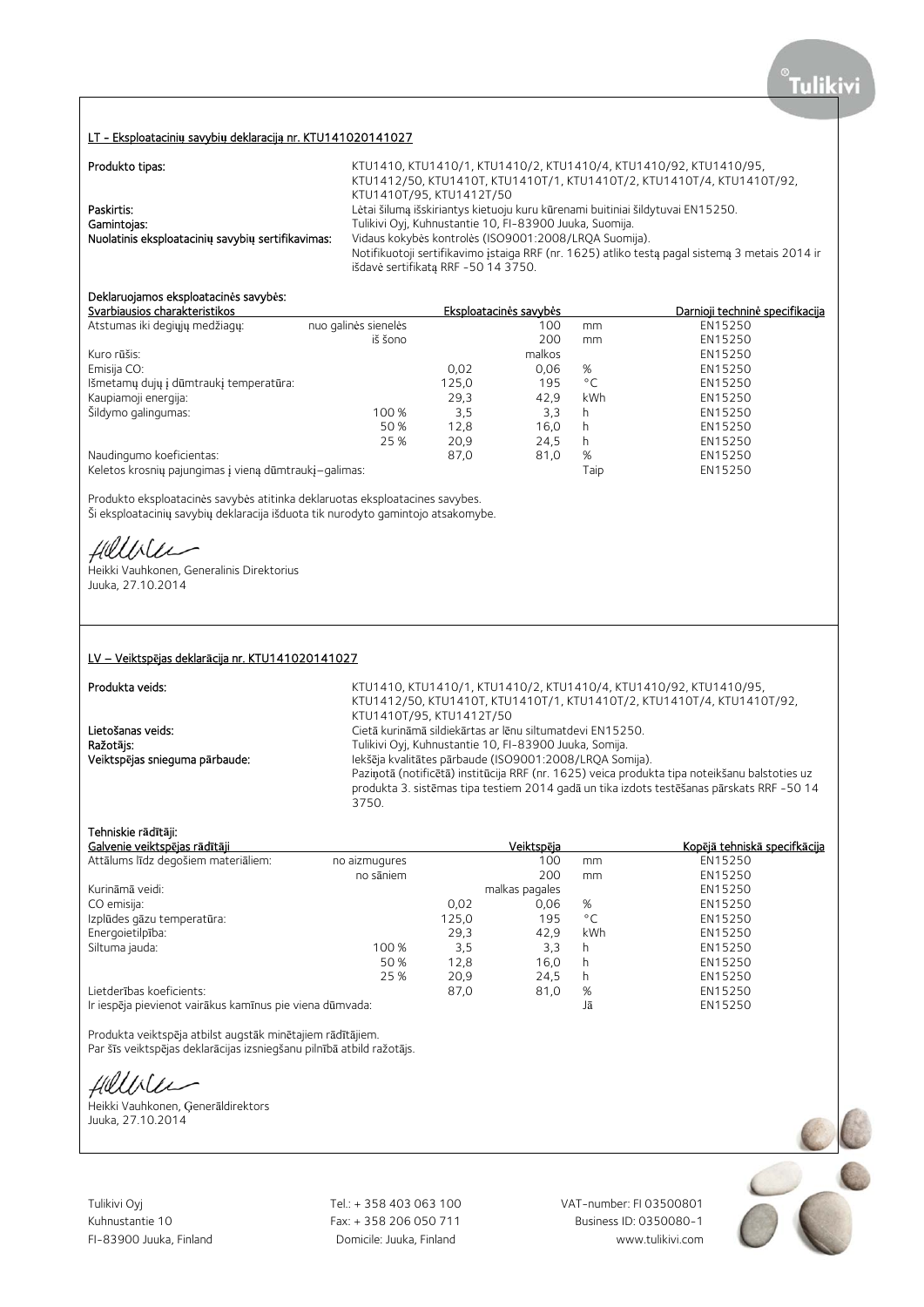## LT - Eksploatacinių savybių deklaraciją nr. KTU141020141027

**Produkto tipas:** KTU1410, KTU1410/1, KTU1410/2, KTU1410/4, KTU1410/92, KTU1410/95, KTU1412/50, KTU1410T, KTU1410T/1, KTU1410T/2, KTU1410T/4, KTU1410T/92, KTU1410T/95, KTU1412T/50

**Paskirtis:** Lėtai šilumą išskiriantys kietuoju kuru kūrenami buitiniai šildytuvai EN15250.

**Gamintojas:** Tulikivi Oyj, Kuhnustantie 10, FI-83900 Juuka, Suomija.

**Nuolatinis eksploatacinių savybių sertifikavimas:** Vidaus kokybės kontrolės (ISO9001:2008/LRQA Suomija). Notifikuotoji sertifikavimo įstaiga RRF (nr. 1625) atliko testą pagal sistemą 3 metais 2014 ir išdavė sertifikatą RRF -50 14 3750.

**Deklaruojamos eksploatacinės savybės:**

| Svarbiausios charakteristikos | | Eksploatacinės savybės | | | Darnioji techninė specifikacija |
|---|---|---|---|---|---|
| Atstumas iki degiųjų medžiagų: | nuo galinės sienelės | | 100 | mm | EN15250 |
| | iš šono | | 200 | mm | EN15250 |
| Kuro rūšis: | | | malkos | | EN15250 |
| Emisija CO: | | 0,02 | 0,06 | % | EN15250 |
| Išmetamų dujų į dūmtraukį temperatūra: | | 125,0 | 195 | °C | EN15250 |
| Kaupiamoji energija: | | 29,3 | 42,9 | kWh | EN15250 |
| Šildymo galingumas: | 100 % | 3,5 | 3,3 | h | EN15250 |
| | 50 % | 12,8 | 16,0 | h | EN15250 |
| | 25 % | 20,9 | 24,5 | h | EN15250 |
| Naudingumo koeficientas: | | 87,0 | 81,0 | % | EN15250 |
| Keletos krosnių pajungimas į vieną dūmtraukį–galimas: | | | | Taip | EN15250 |

Produkto eksploatacinės savybės atitinka deklaruotas eksploatacines savybes.
Ši eksploatacinių savybių deklaracija išduota tik nurodyto gamintojo atsakomybe.

Heikki Vauhkonen, Generalinis Direktorius
Juuka, 27.10.2014

## LV – Veiktspējas deklarācija nr. KTU141020141027

**Produkta veids:** KTU1410, KTU1410/1, KTU1410/2, KTU1410/4, KTU1410/92, KTU1410/95, KTU1412/50, KTU1410T, KTU1410T/1, KTU1410T/2, KTU1410T/4, KTU1410T/92, KTU1410T/95, KTU1412T/50

**Lietošanas veids:** Cietā kurināmā sildiekārtas ar lēnu siltumatdevi EN15250.

**Ražotājs:** Tulikivi Oyj, Kuhnustantie 10, FI-83900 Juuka, Somija.

**Veiktspējas snieguma pārbaude:** Iekšēja kvalitātes pārbaude (ISO9001:2008/LRQA Somija). Paziņotā (notificētā) institūcija RRF (nr. 1625) veica produkta tipa noteikšanu balstoties uz produkta 3. sistēmas tipa testiem 2014 gadā un tika izdots testēšanas pārskats RRF -50 14 3750.

**Tehniskie rādītāji:**

| Galvenie veiktspējas rādītāji | | Veiktspēja | | | Kopējā tehniskā specifkācija |
|---|---|---|---|---|---|
| Attālums līdz degošiem materiāliem: | no aizmugures | | 100 | mm | EN15250 |
| | no sāniem | | 200 | mm | EN15250 |
| Kurināmā veidi: | | | malkas pagales | | EN15250 |
| CO emisija: | | 0,02 | 0,06 | % | EN15250 |
| Izplūdes gāzu temperatūra: | | 125,0 | 195 | °C | EN15250 |
| Energoietilpība: | | 29,3 | 42,9 | kWh | EN15250 |
| Siltuma jauda: | 100 % | 3,5 | 3,3 | h | EN15250 |
| | 50 % | 12,8 | 16,0 | h | EN15250 |
| | 25 % | 20,9 | 24,5 | h | EN15250 |
| Lietderības koeficients: | | 87,0 | 81,0 | % | EN15250 |
| Ir iespēja pievienot vairākus kamīnus pie viena dūmvada: | | | | Jā | EN15250 |

Produkta veiktspēja atbilst augstāk minētajiem rādītājiem.
Par šīs veiktspējas deklarācijas izsniegšanu pilnībā atbild ražotājs.

Heikki Vauhkonen, Ģenerāldirektors
Juuka, 27.10.2014

Tulikivi Oyj
Kuhnustantie 10
FI-83900 Juuka, Finland

Tel.: + 358 403 063 100
Fax: + 358 206 050 711
Domicile: Juuka, Finland

VAT-number: FI 03500801
Business ID: 0350080-1
www.tulikivi.com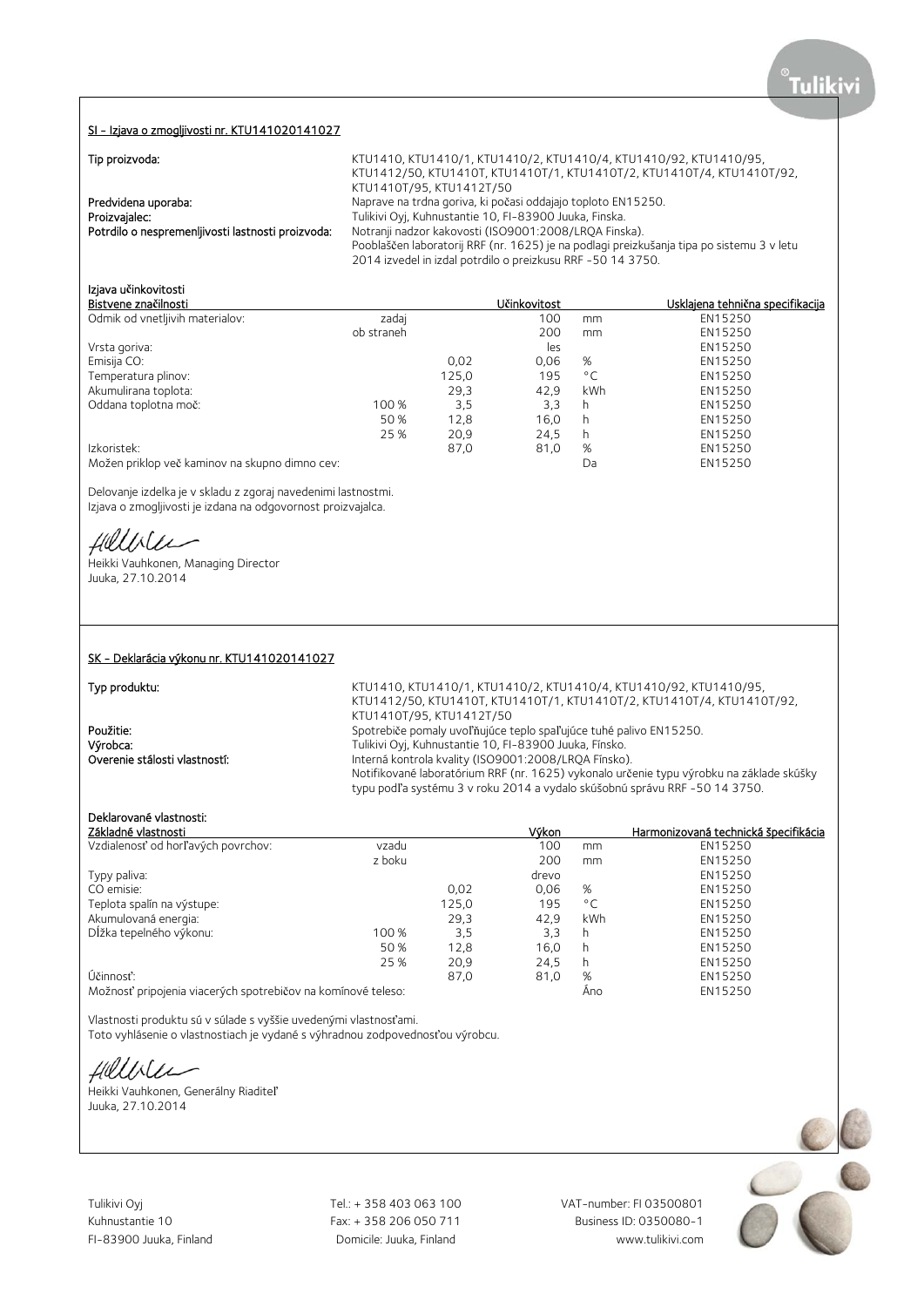## SI - Izjava o zmogljivosti nr. KTU141020141027

**Tip proizvoda:** KTU1410, KTU1410/1, KTU1410/2, KTU1410/4, KTU1410/92, KTU1410/95, KTU1412/50, KTU1410T, KTU1410T/1, KTU1410T/2, KTU1410T/4, KTU1410T/92, KTU1410T/95, KTU1412T/50

**Predvidena uporaba:** Naprave na trdna goriva, ki počasi oddajajo toploto EN15250.

**Proizvajalec:** Tulikivi Oyj, Kuhnustantie 10, FI-83900 Juuka, Finska.

**Potrdilo o nespremenljivosti lastnosti proizvoda:** Notranji nadzor kakovosti (ISO9001:2008/LRQA Finska).
Pooblaščen laboratorij RRF (nr. 1625) je na podlagi preizkušanja tipa po sistemu 3 v letu 2014 izvedel in izdal potrdilo o preizkusu RRF -50 14 3750.

**Izjava učinkovitosti**

| Bistvene značilnosti | | | Učinkovitost | | Usklajena tehnična specifikacija |
|---|---|---|---|---|---|
| Odmik od vnetljivih materialov: | zadaj | | 100 | mm | EN15250 |
| | ob straneh | | 200 | mm | EN15250 |
| Vrsta goriva: | | | les | | EN15250 |
| Emisija CO: | | 0,02 | 0,06 | % | EN15250 |
| Temperatura plinov: | | 125,0 | 195 | °C | EN15250 |
| Akumulirana toplota: | | 29,3 | 42,9 | kWh | EN15250 |
| Oddana toplotna moč: | 100 % | 3,5 | 3,3 | h | EN15250 |
| | 50 % | 12,8 | 16,0 | h | EN15250 |
| | 25 % | 20,9 | 24,5 | h | EN15250 |
| Izkoristek: | | 87,0 | 81,0 | % | EN15250 |
| Možen priklop več kaminov na skupno dimno cev: | | | | Da | EN15250 |

Delovanje izdelka je v skladu z zgoraj navedenimi lastnostmi.
Izjava o zmogljivosti je izdana na odgovornost proizvajalca.

Heikki Vauhkonen, Managing Director
Juuka, 27.10.2014

## SK - Deklarácia výkonu nr. KTU141020141027

**Typ produktu:** KTU1410, KTU1410/1, KTU1410/2, KTU1410/4, KTU1410/92, KTU1410/95, KTU1412/50, KTU1410T, KTU1410T/1, KTU1410T/2, KTU1410T/4, KTU1410T/92, KTU1410T/95, KTU1412T/50

**Použitie:** Spotrebiče pomaly uvoľňujúce teplo spaľujúce tuhé palivo EN15250.

**Výrobca:** Tulikivi Oyj, Kuhnustantie 10, FI-83900 Juuka, Fínsko.

**Overenie stálosti vlastností:** Interná kontrola kvality (ISO9001:2008/LRQA Fínsko).
Notifikované laboratórium RRF (nr. 1625) vykonalo určenie typu výrobku na základe skúšky typu podľa systému 3 v roku 2014 a vydalo skúšobnú správu RRF -50 14 3750.

**Deklarované vlastnosti:**

| Základné vlastnosti | | | Výkon | | Harmonizovaná technická špecifikácia |
|---|---|---|---|---|---|
| Vzdialenosť od horľavých povrchov: | vzadu | | 100 | mm | EN15250 |
| | z boku | | 200 | mm | EN15250 |
| Typy paliva: | | | drevo | | EN15250 |
| CO emisie: | | 0,02 | 0,06 | % | EN15250 |
| Teplota spalín na výstupe: | | 125,0 | 195 | °C | EN15250 |
| Akumulovaná energia: | | 29,3 | 42,9 | kWh | EN15250 |
| Dĺžka tepelného výkonu: | 100 % | 3,5 | 3,3 | h | EN15250 |
| | 50 % | 12,8 | 16,0 | h | EN15250 |
| | 25 % | 20,9 | 24,5 | h | EN15250 |
| Účinnosť: | | 87,0 | 81,0 | % | EN15250 |
| Možnosť pripojenia viacerých spotrebičov na komínové teleso: | | | | Áno | EN15250 |

Vlastnosti produktu sú v súlade s vyššie uvedenými vlastnosťami.
Toto vyhlásenie o vlastnostiach je vydané s výhradnou zodpovednosťou výrobcu.

Heikki Vauhkonen, Generálny Riaditeľ
Juuka, 27.10.2014

Tulikivi Oyj
Kuhnustantie 10
FI-83900 Juuka, Finland

Tel.: + 358 403 063 100
Fax: + 358 206 050 711
Domicile: Juuka, Finland

VAT-number: FI 03500801
Business ID: 0350080-1
www.tulikivi.com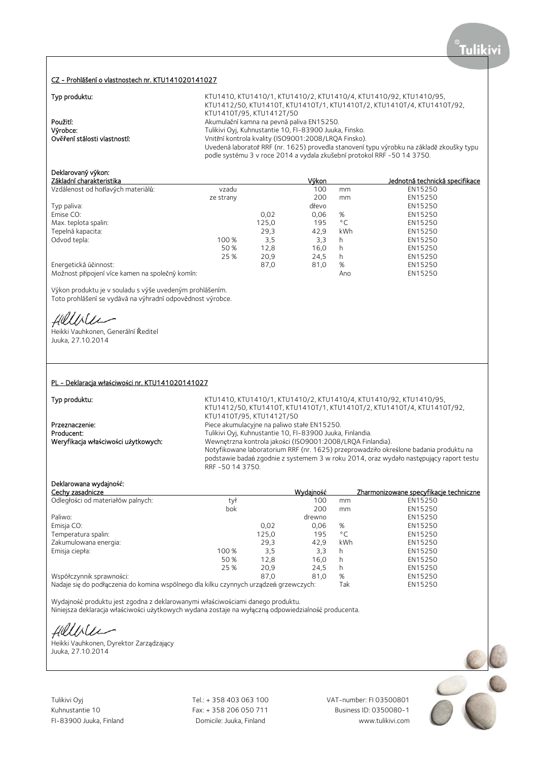## CZ - Prohlášení o vlastnostech nr. KTU141020141027

**Typ produktu:** KTU1410, KTU1410/1, KTU1410/2, KTU1410/4, KTU1410/92, KTU1410/95, KTU1412/50, KTU1410T, KTU1410T/1, KTU1410T/2, KTU1410T/4, KTU1410T/92, KTU1410T/95, KTU1412T/50

**Použití:** Akumulační kamna na pevná paliva EN15250.

**Výrobce:** Tulikivi Oyj, Kuhnustantie 10, FI-83900 Juuka, Finsko.

**Ověření stálosti vlastností:** Vnitřní kontrola kvality (ISO9001:2008/LRQA Finsko). Uvedená laboratoř RRF (nr. 1625) provedla stanovení typu výrobku na základě zkoušky typu podle systému 3 v roce 2014 a vydala zkušební protokol RRF -50 14 3750.

**Deklarovaný výkon:**

| Základní charakteristika | | | Výkon | | Jednotná technická specifikace |
|---|---|---|---|---|---|
| Vzdálenost od hořlavých materiálů: | vzadu | | 100 | mm | EN15250 |
| | ze strany | | 200 | mm | EN15250 |
| Typ paliva: | | | dřevo | | EN15250 |
| Emise CO: | | 0,02 | 0,06 | % | EN15250 |
| Max. teplota spalin: | | 125,0 | 195 | °C | EN15250 |
| Tepelná kapacita: | | 29,3 | 42,9 | kWh | EN15250 |
| Odvod tepla: | 100 % | 3,5 | 3,3 | h | EN15250 |
| | 50 % | 12,8 | 16,0 | h | EN15250 |
| | 25 % | 20,9 | 24,5 | h | EN15250 |
| Energetická účinnost: | | 87,0 | 81,0 | % | EN15250 |
| Možnost připojení více kamen na společný komín: | | | | Ano | EN15250 |

Výkon produktu je v souladu s výše uvedeným prohlášením.
Toto prohlášení se vydává na výhradní odpovědnost výrobce.

Heikki Vauhkonen, Generální Ředitel
Juuka, 27.10.2014

## PL - Deklaracja właściwości nr. KTU141020141027

**Typ produktu:** KTU1410, KTU1410/1, KTU1410/2, KTU1410/4, KTU1410/92, KTU1410/95, KTU1412/50, KTU1410T, KTU1410T/1, KTU1410T/2, KTU1410T/4, KTU1410T/92, KTU1410T/95, KTU1412T/50

**Przeznaczenie:** Piece akumulacyjne na paliwo stałe EN15250.

**Producent:** Tulikivi Oyj, Kuhnustantie 10, FI-83900 Juuka, Finlandia.

**Weryfikacja właściwości użytkowych:** Wewnętrzna kontrola jakości (ISO9001:2008/LRQA Finlandia). Notyfikowane laboratorium RRF (nr. 1625) przeprowadziło określone badania produktu na podstawie badań zgodnie z systemem 3 w roku 2014, oraz wydało następujący raport testu RRF -50 14 3750.

**Deklarowana wydajność:**

| Cechy zasadnicze | | | Wydajność | | Zharmonizowane specyfikacje techniczne |
|---|---|---|---|---|---|
| Odległości od materiałów palnych: | tył | | 100 | mm | EN15250 |
| | bok | | 200 | mm | EN15250 |
| Paliwo: | | | drewno | | EN15250 |
| Emisja CO: | | 0,02 | 0,06 | % | EN15250 |
| Temperatura spalin: | | 125,0 | 195 | °C | EN15250 |
| Zakumulowana energia: | | 29,3 | 42,9 | kWh | EN15250 |
| Emisja ciepła: | 100 % | 3,5 | 3,3 | h | EN15250 |
| | 50 % | 12,8 | 16,0 | h | EN15250 |
| | 25 % | 20,9 | 24,5 | h | EN15250 |
| Współczynnik sprawności: | | 87,0 | 81,0 | % | EN15250 |
| Nadaje się do podłączenia do komina wspólnego dla kilku czynnych urządzeń grzewczych: | | | | Tak | EN15250 |

Wydajność produktu jest zgodna z deklarowanymi właściwościami danego produktu.
Niniejsza deklaracja właściwości użytkowych wydana zostaje na wyłączną odpowiedzialność producenta.

Heikki Vauhkonen, Dyrektor Zarządzający
Juuka, 27.10.2014